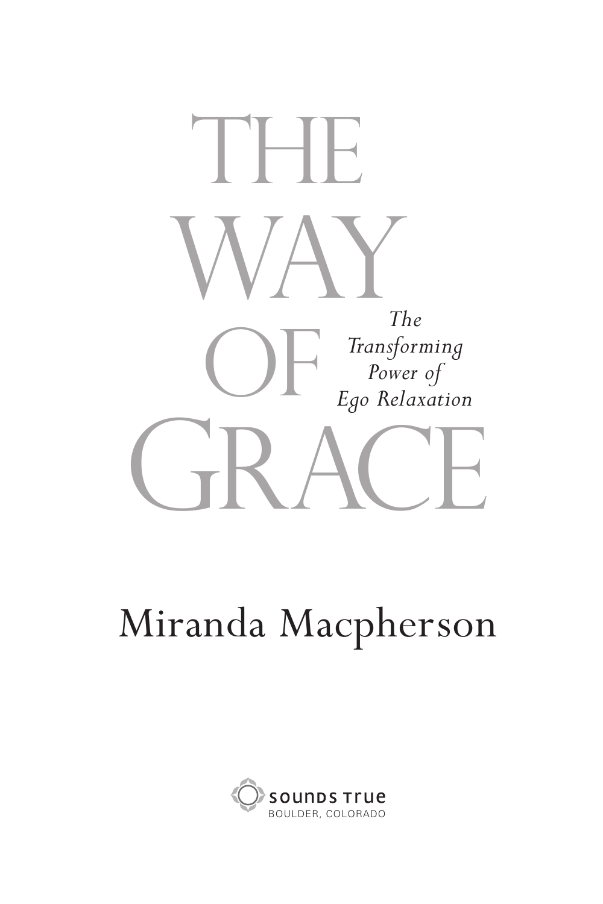# THE WAY OF GRACE

*The Transforming Power of Ego Relaxation*

## Miranda Macpherson

SOUNDS TRUE
BOULDER, COLORADO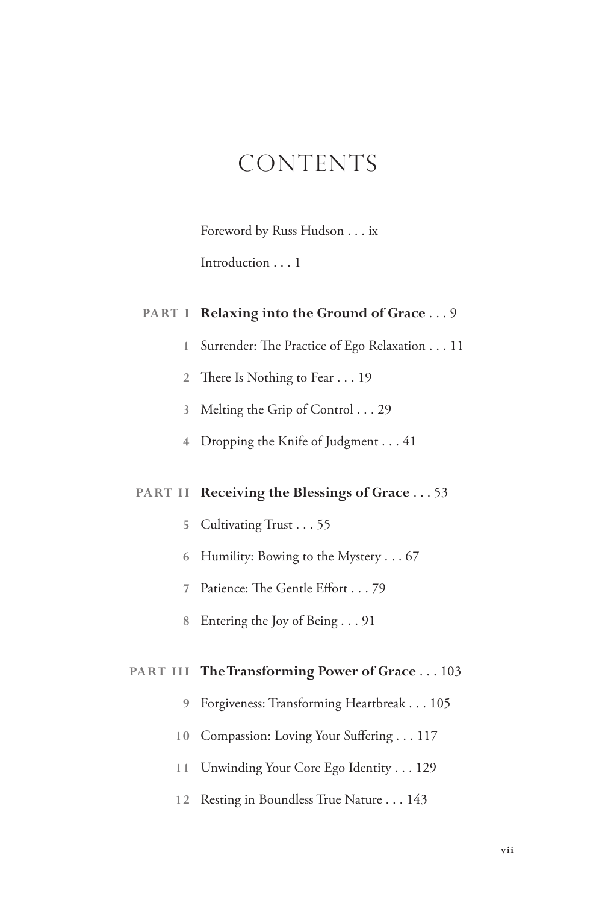# CONTENTS

Foreword by Russ Hudson . . . ix

Introduction . . . 1

**PART I** **Relaxing into the Ground of Grace** . . . 9

1 Surrender: The Practice of Ego Relaxation . . . 11

2 There Is Nothing to Fear . . . 19

3 Melting the Grip of Control . . . 29

4 Dropping the Knife of Judgment . . . 41

**PART II** **Receiving the Blessings of Grace** . . . 53

5 Cultivating Trust . . . 55

6 Humility: Bowing to the Mystery . . . 67

7 Patience: The Gentle Effort . . . 79

8 Entering the Joy of Being . . . 91

**PART III** **The Transforming Power of Grace** . . . 103

9 Forgiveness: Transforming Heartbreak . . . 105

10 Compassion: Loving Your Suffering . . . 117

11 Unwinding Your Core Ego Identity . . . 129

12 Resting in Boundless True Nature . . . 143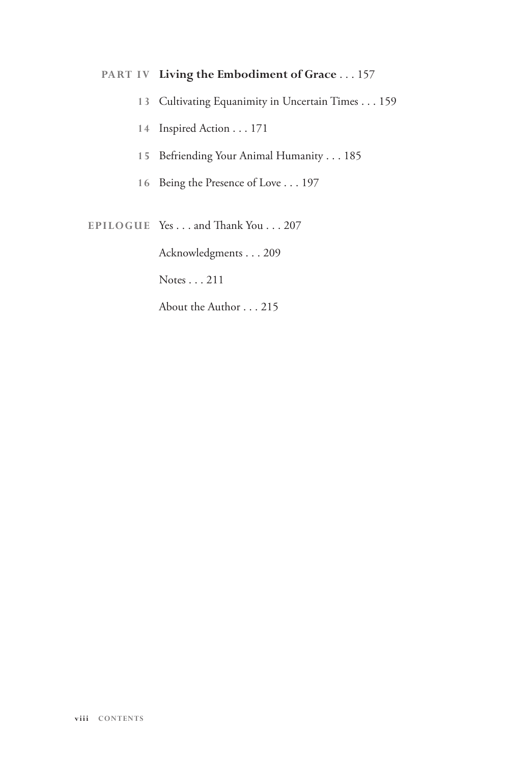**PART IV Living the Embodiment of Grace** . . . 157

13 Cultivating Equanimity in Uncertain Times . . . 159

14 Inspired Action . . . 171

15 Befriending Your Animal Humanity . . . 185

16 Being the Presence of Love . . . 197

**EPILOGUE** Yes . . . and Thank You . . . 207

Acknowledgments . . . 209

Notes . . . 211

About the Author . . . 215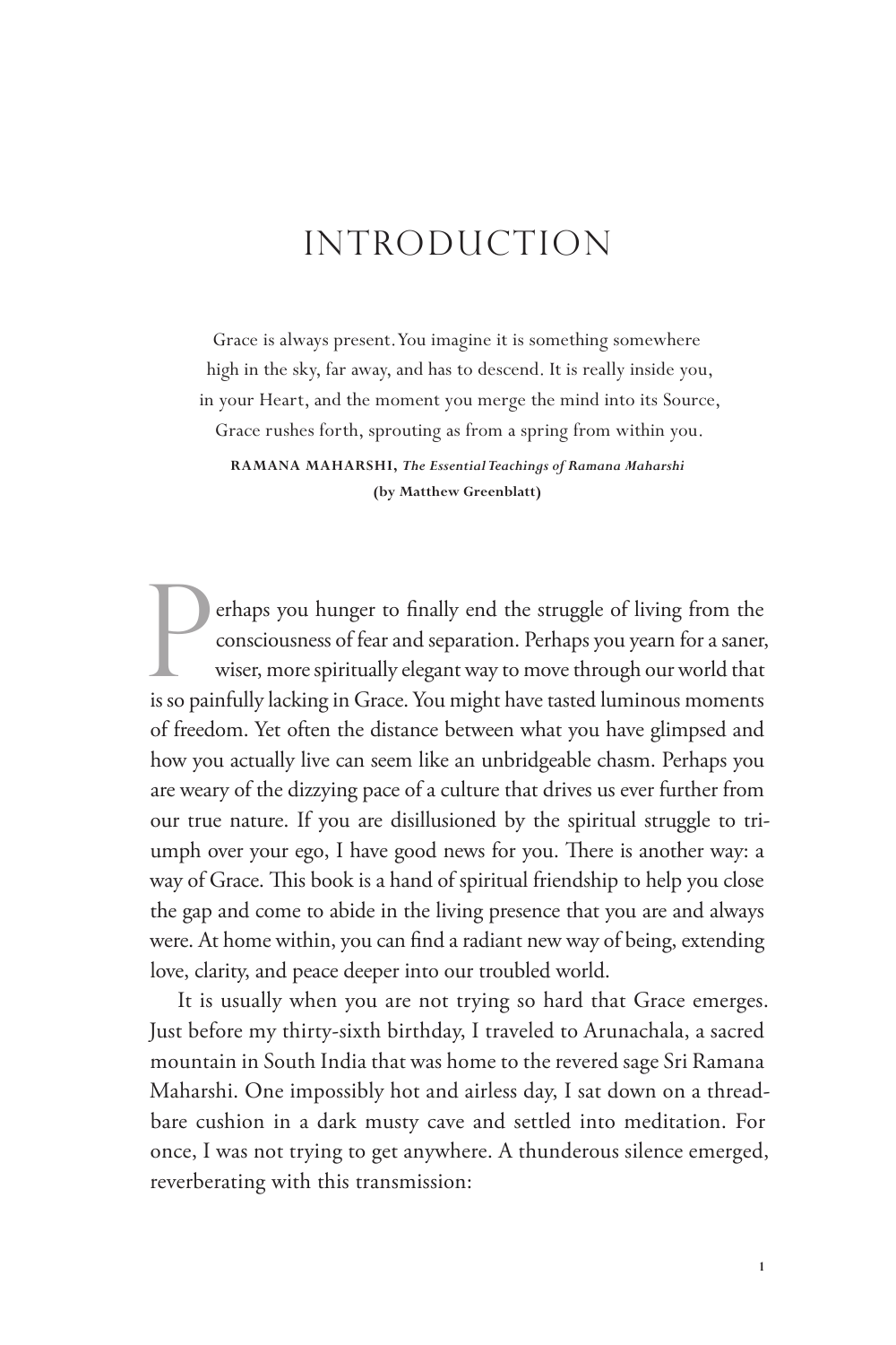# INTRODUCTION

> Grace is always present. You imagine it is something somewhere high in the sky, far away, and has to descend. It is really inside you, in your Heart, and the moment you merge the mind into its Source, Grace rushes forth, sprouting as from a spring from within you.
>
> **RAMANA MAHARSHI,** ***The Essential Teachings of Ramana Maharshi*** **(by Matthew Greenblatt)**

Perhaps you hunger to finally end the struggle of living from the consciousness of fear and separation. Perhaps you yearn for a saner, wiser, more spiritually elegant way to move through our world that is so painfully lacking in Grace. You might have tasted luminous moments of freedom. Yet often the distance between what you have glimpsed and how you actually live can seem like an unbridgeable chasm. Perhaps you are weary of the dizzying pace of a culture that drives us ever further from our true nature. If you are disillusioned by the spiritual struggle to triumph over your ego, I have good news for you. There is another way: a way of Grace. This book is a hand of spiritual friendship to help you close the gap and come to abide in the living presence that you are and always were. At home within, you can find a radiant new way of being, extending love, clarity, and peace deeper into our troubled world.

It is usually when you are not trying so hard that Grace emerges. Just before my thirty-sixth birthday, I traveled to Arunachala, a sacred mountain in South India that was home to the revered sage Sri Ramana Maharshi. One impossibly hot and airless day, I sat down on a threadbare cushion in a dark musty cave and settled into meditation. For once, I was not trying to get anywhere. A thunderous silence emerged, reverberating with this transmission: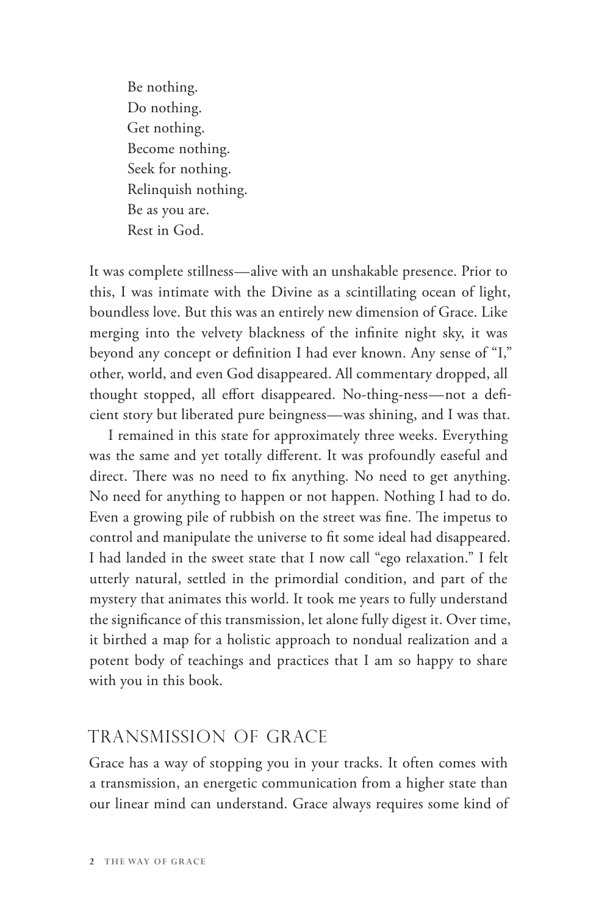Be nothing.  
Do nothing.  
Get nothing.  
Become nothing.  
Seek for nothing.  
Relinquish nothing.  
Be as you are.  
Rest in God.

It was complete stillness—alive with an unshakable presence. Prior to this, I was intimate with the Divine as a scintillating ocean of light, boundless love. But this was an entirely new dimension of Grace. Like merging into the velvety blackness of the infinite night sky, it was beyond any concept or definition I had ever known. Any sense of "I," other, world, and even God disappeared. All commentary dropped, all thought stopped, all effort disappeared. No-thing-ness—not a deficient story but liberated pure beingness—was shining, and I was that.

I remained in this state for approximately three weeks. Everything was the same and yet totally different. It was profoundly easeful and direct. There was no need to fix anything. No need to get anything. No need for anything to happen or not happen. Nothing I had to do. Even a growing pile of rubbish on the street was fine. The impetus to control and manipulate the universe to fit some ideal had disappeared. I had landed in the sweet state that I now call "ego relaxation." I felt utterly natural, settled in the primordial condition, and part of the mystery that animates this world. It took me years to fully understand the significance of this transmission, let alone fully digest it. Over time, it birthed a map for a holistic approach to nondual realization and a potent body of teachings and practices that I am so happy to share with you in this book.

## TRANSMISSION OF GRACE

Grace has a way of stopping you in your tracks. It often comes with a transmission, an energetic communication from a higher state than our linear mind can understand. Grace always requires some kind of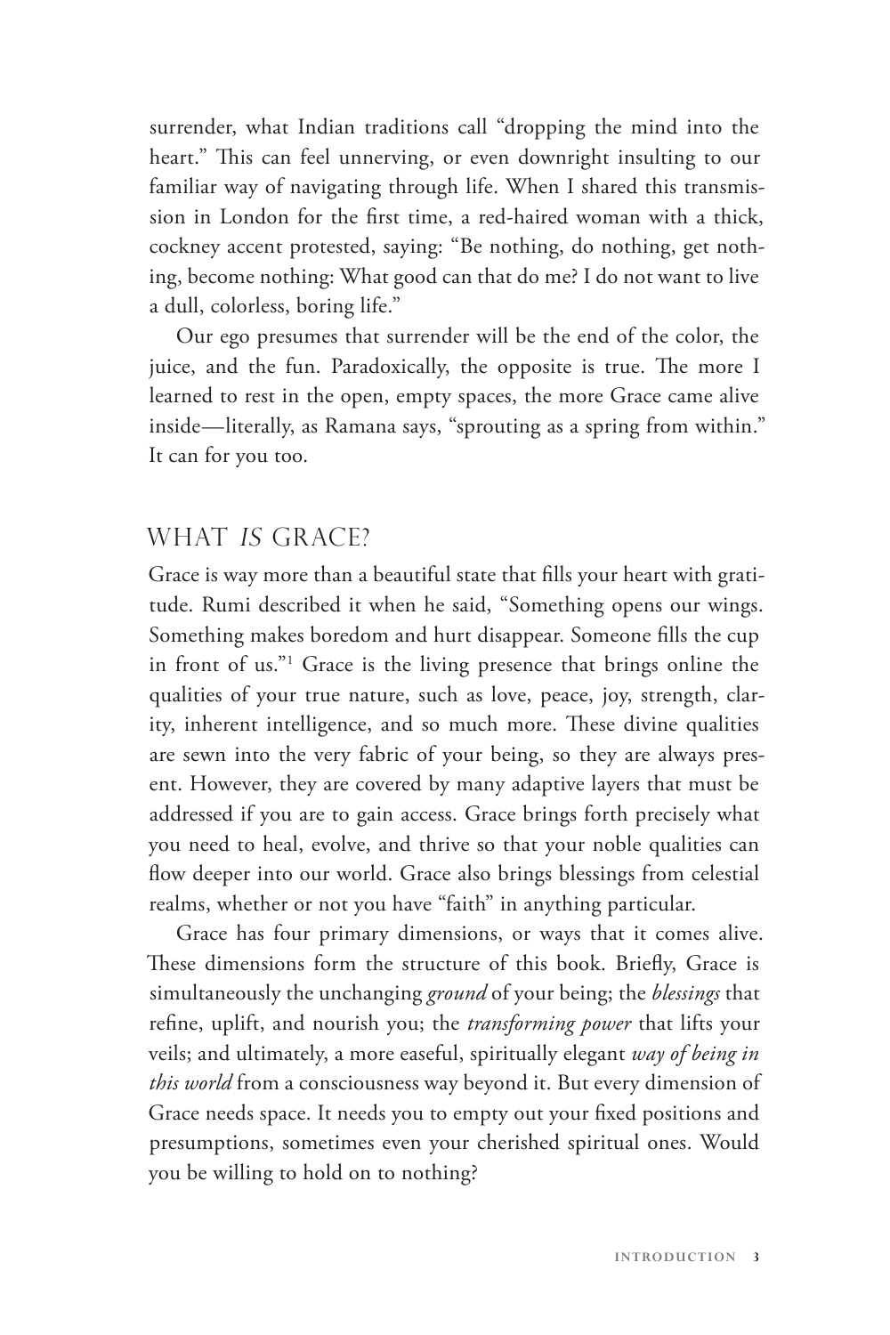surrender, what Indian traditions call "dropping the mind into the heart." This can feel unnerving, or even downright insulting to our familiar way of navigating through life. When I shared this transmission in London for the first time, a red-haired woman with a thick, cockney accent protested, saying: "Be nothing, do nothing, get nothing, become nothing: What good can that do me? I do not want to live a dull, colorless, boring life."

Our ego presumes that surrender will be the end of the color, the juice, and the fun. Paradoxically, the opposite is true. The more I learned to rest in the open, empty spaces, the more Grace came alive inside—literally, as Ramana says, "sprouting as a spring from within." It can for you too.

## WHAT *IS* GRACE?

Grace is way more than a beautiful state that fills your heart with gratitude. Rumi described it when he said, "Something opens our wings. Something makes boredom and hurt disappear. Someone fills the cup in front of us."[1] Grace is the living presence that brings online the qualities of your true nature, such as love, peace, joy, strength, clarity, inherent intelligence, and so much more. These divine qualities are sewn into the very fabric of your being, so they are always present. However, they are covered by many adaptive layers that must be addressed if you are to gain access. Grace brings forth precisely what you need to heal, evolve, and thrive so that your noble qualities can flow deeper into our world. Grace also brings blessings from celestial realms, whether or not you have "faith" in anything particular.

Grace has four primary dimensions, or ways that it comes alive. These dimensions form the structure of this book. Briefly, Grace is simultaneously the unchanging *ground* of your being; the *blessings* that refine, uplift, and nourish you; the *transforming power* that lifts your veils; and ultimately, a more easeful, spiritually elegant *way of being in this world* from a consciousness way beyond it. But every dimension of Grace needs space. It needs you to empty out your fixed positions and presumptions, sometimes even your cherished spiritual ones. Would you be willing to hold on to nothing?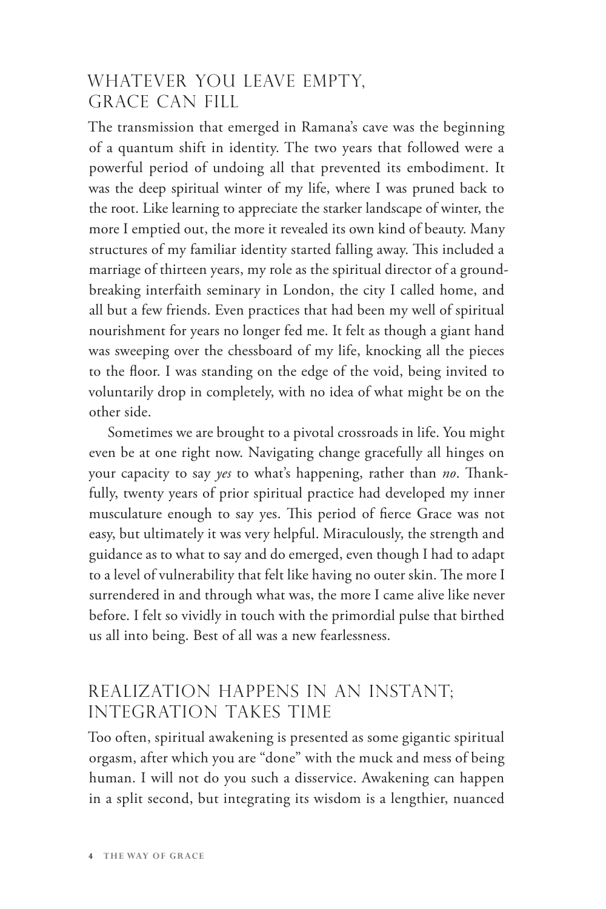## WHATEVER YOU LEAVE EMPTY, GRACE CAN FILL

The transmission that emerged in Ramana's cave was the beginning of a quantum shift in identity. The two years that followed were a powerful period of undoing all that prevented its embodiment. It was the deep spiritual winter of my life, where I was pruned back to the root. Like learning to appreciate the starker landscape of winter, the more I emptied out, the more it revealed its own kind of beauty. Many structures of my familiar identity started falling away. This included a marriage of thirteen years, my role as the spiritual director of a groundbreaking interfaith seminary in London, the city I called home, and all but a few friends. Even practices that had been my well of spiritual nourishment for years no longer fed me. It felt as though a giant hand was sweeping over the chessboard of my life, knocking all the pieces to the floor. I was standing on the edge of the void, being invited to voluntarily drop in completely, with no idea of what might be on the other side.

Sometimes we are brought to a pivotal crossroads in life. You might even be at one right now. Navigating change gracefully all hinges on your capacity to say *yes* to what's happening, rather than *no*. Thankfully, twenty years of prior spiritual practice had developed my inner musculature enough to say yes. This period of fierce Grace was not easy, but ultimately it was very helpful. Miraculously, the strength and guidance as to what to say and do emerged, even though I had to adapt to a level of vulnerability that felt like having no outer skin. The more I surrendered in and through what was, the more I came alive like never before. I felt so vividly in touch with the primordial pulse that birthed us all into being. Best of all was a new fearlessness.

## REALIZATION HAPPENS IN AN INSTANT; INTEGRATION TAKES TIME

Too often, spiritual awakening is presented as some gigantic spiritual orgasm, after which you are "done" with the muck and mess of being human. I will not do you such a disservice. Awakening can happen in a split second, but integrating its wisdom is a lengthier, nuanced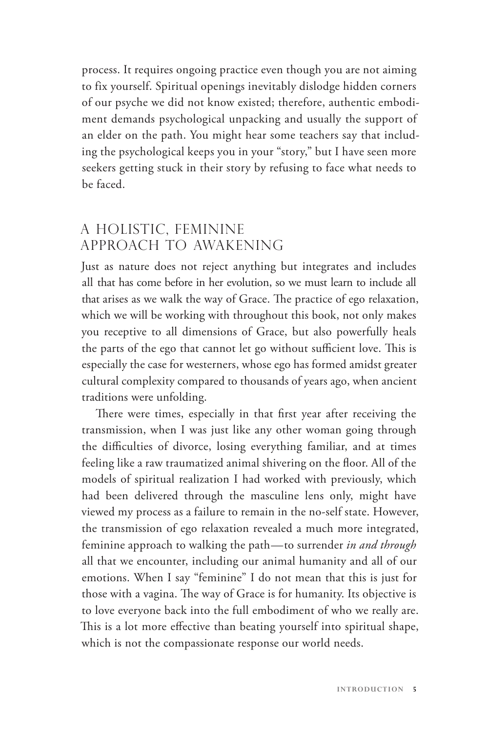process. It requires ongoing practice even though you are not aiming to fix yourself. Spiritual openings inevitably dislodge hidden corners of our psyche we did not know existed; therefore, authentic embodiment demands psychological unpacking and usually the support of an elder on the path. You might hear some teachers say that including the psychological keeps you in your "story," but I have seen more seekers getting stuck in their story by refusing to face what needs to be faced.

## A HOLISTIC, FEMININE APPROACH TO AWAKENING

Just as nature does not reject anything but integrates and includes all that has come before in her evolution, so we must learn to include all that arises as we walk the way of Grace. The practice of ego relaxation, which we will be working with throughout this book, not only makes you receptive to all dimensions of Grace, but also powerfully heals the parts of the ego that cannot let go without sufficient love. This is especially the case for westerners, whose ego has formed amidst greater cultural complexity compared to thousands of years ago, when ancient traditions were unfolding.

There were times, especially in that first year after receiving the transmission, when I was just like any other woman going through the difficulties of divorce, losing everything familiar, and at times feeling like a raw traumatized animal shivering on the floor. All of the models of spiritual realization I had worked with previously, which had been delivered through the masculine lens only, might have viewed my process as a failure to remain in the no-self state. However, the transmission of ego relaxation revealed a much more integrated, feminine approach to walking the path—to surrender *in and through* all that we encounter, including our animal humanity and all of our emotions. When I say "feminine" I do not mean that this is just for those with a vagina. The way of Grace is for humanity. Its objective is to love everyone back into the full embodiment of who we really are. This is a lot more effective than beating yourself into spiritual shape, which is not the compassionate response our world needs.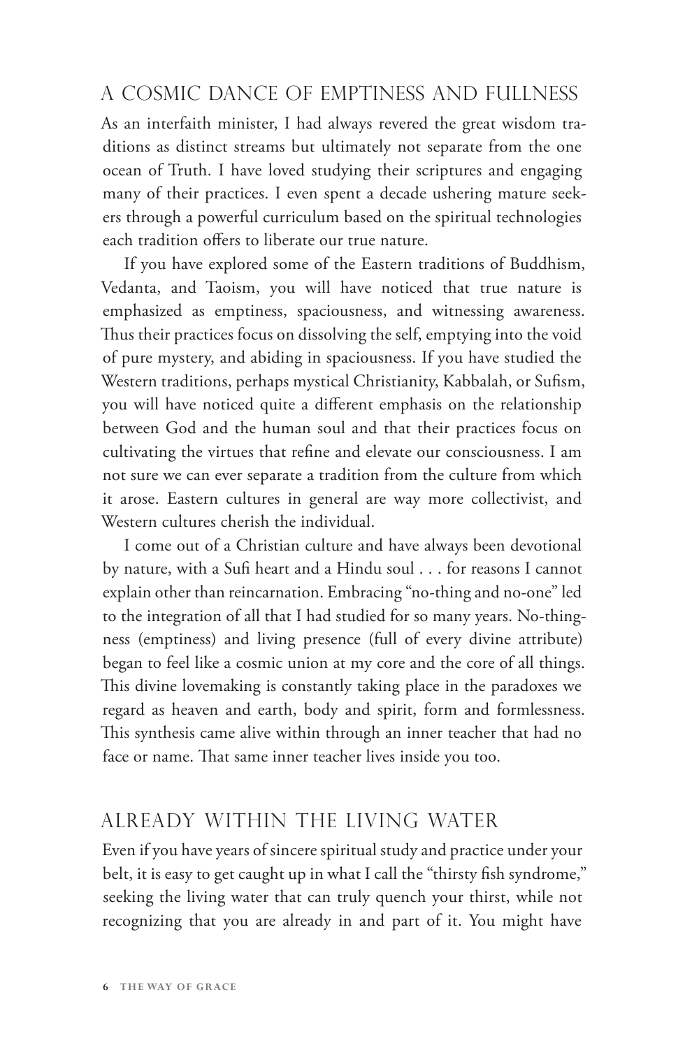## A COSMIC DANCE OF EMPTINESS AND FULLNESS

As an interfaith minister, I had always revered the great wisdom traditions as distinct streams but ultimately not separate from the one ocean of Truth. I have loved studying their scriptures and engaging many of their practices. I even spent a decade ushering mature seekers through a powerful curriculum based on the spiritual technologies each tradition offers to liberate our true nature.

If you have explored some of the Eastern traditions of Buddhism, Vedanta, and Taoism, you will have noticed that true nature is emphasized as emptiness, spaciousness, and witnessing awareness. Thus their practices focus on dissolving the self, emptying into the void of pure mystery, and abiding in spaciousness. If you have studied the Western traditions, perhaps mystical Christianity, Kabbalah, or Sufism, you will have noticed quite a different emphasis on the relationship between God and the human soul and that their practices focus on cultivating the virtues that refine and elevate our consciousness. I am not sure we can ever separate a tradition from the culture from which it arose. Eastern cultures in general are way more collectivist, and Western cultures cherish the individual.

I come out of a Christian culture and have always been devotional by nature, with a Sufi heart and a Hindu soul . . . for reasons I cannot explain other than reincarnation. Embracing "no-thing and no-one" led to the integration of all that I had studied for so many years. No-thingness (emptiness) and living presence (full of every divine attribute) began to feel like a cosmic union at my core and the core of all things. This divine lovemaking is constantly taking place in the paradoxes we regard as heaven and earth, body and spirit, form and formlessness. This synthesis came alive within through an inner teacher that had no face or name. That same inner teacher lives inside you too.

## ALREADY WITHIN THE LIVING WATER

Even if you have years of sincere spiritual study and practice under your belt, it is easy to get caught up in what I call the "thirsty fish syndrome," seeking the living water that can truly quench your thirst, while not recognizing that you are already in and part of it. You might have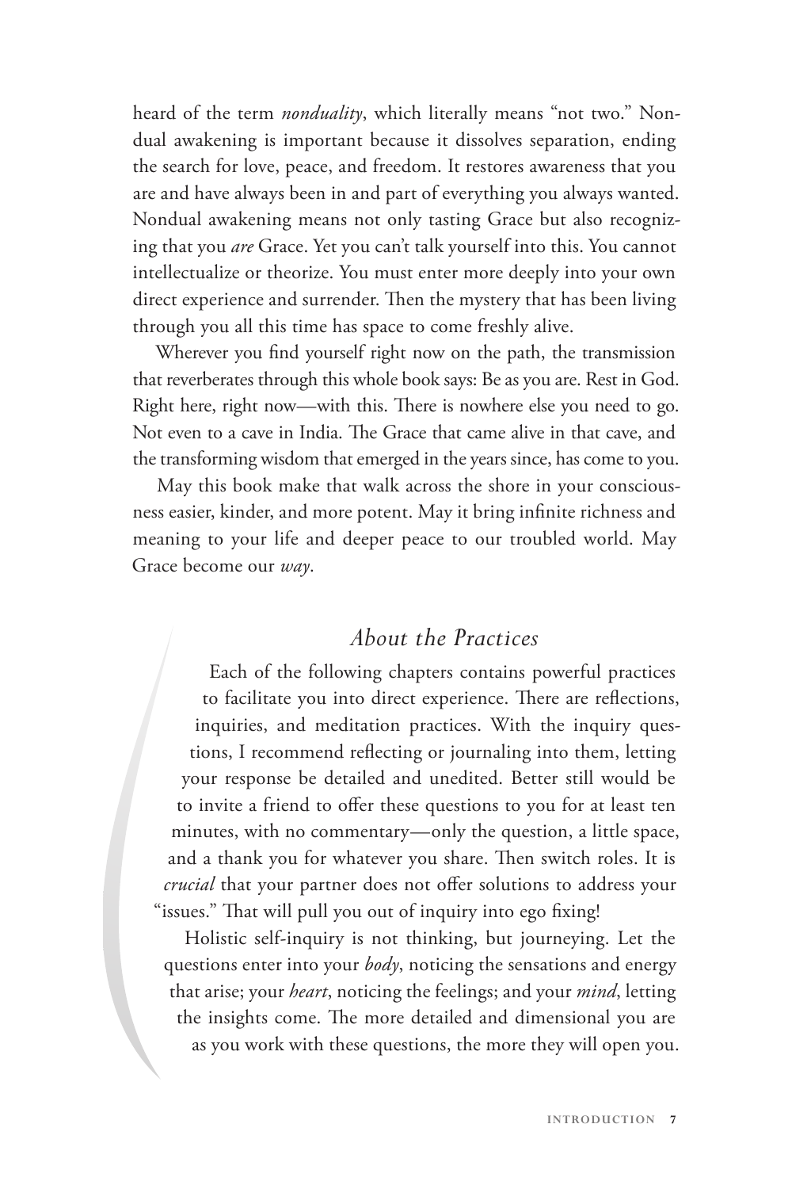heard of the term *nonduality*, which literally means "not two." Nondual awakening is important because it dissolves separation, ending the search for love, peace, and freedom. It restores awareness that you are and have always been in and part of everything you always wanted. Nondual awakening means not only tasting Grace but also recognizing that you *are* Grace. Yet you can't talk yourself into this. You cannot intellectualize or theorize. You must enter more deeply into your own direct experience and surrender. Then the mystery that has been living through you all this time has space to come freshly alive.

Wherever you find yourself right now on the path, the transmission that reverberates through this whole book says: Be as you are. Rest in God. Right here, right now—with this. There is nowhere else you need to go. Not even to a cave in India. The Grace that came alive in that cave, and the transforming wisdom that emerged in the years since, has come to you.

May this book make that walk across the shore in your consciousness easier, kinder, and more potent. May it bring infinite richness and meaning to your life and deeper peace to our troubled world. May Grace become our *way*.

## *About the Practices*

Each of the following chapters contains powerful practices to facilitate you into direct experience. There are reflections, inquiries, and meditation practices. With the inquiry questions, I recommend reflecting or journaling into them, letting your response be detailed and unedited. Better still would be to invite a friend to offer these questions to you for at least ten minutes, with no commentary—only the question, a little space, and a thank you for whatever you share. Then switch roles. It is *crucial* that your partner does not offer solutions to address your "issues." That will pull you out of inquiry into ego fixing!

Holistic self-inquiry is not thinking, but journeying. Let the questions enter into your *body*, noticing the sensations and energy that arise; your *heart*, noticing the feelings; and your *mind*, letting the insights come. The more detailed and dimensional you are as you work with these questions, the more they will open you.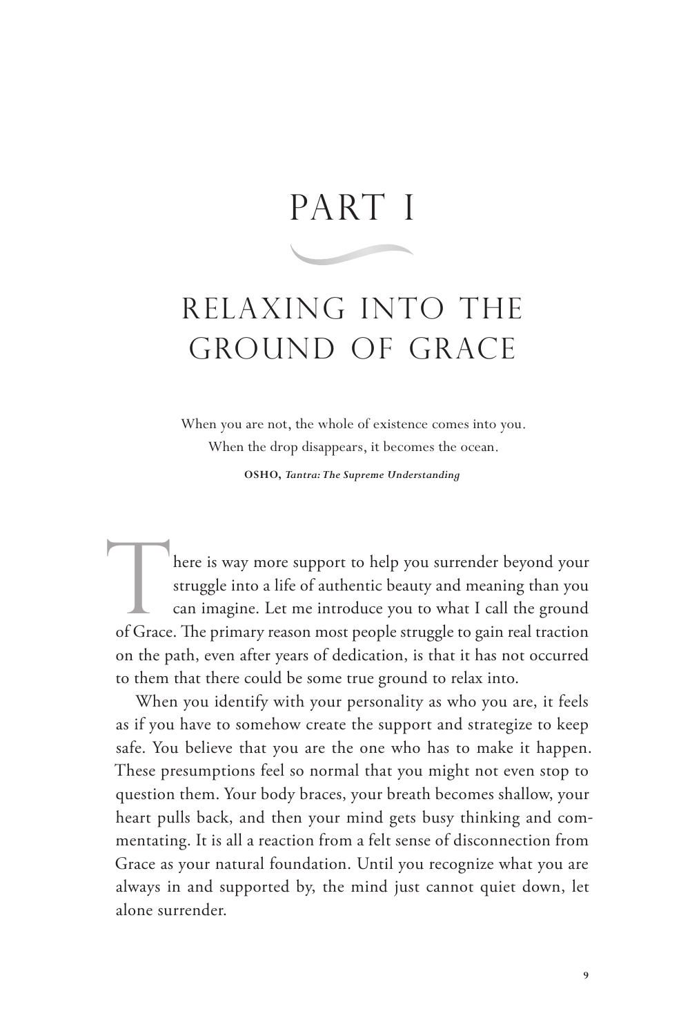# PART I

## RELAXING INTO THE GROUND OF GRACE

When you are not, the whole of existence comes into you.
When the drop disappears, it becomes the ocean.

**OSHO,** ***Tantra: The Supreme Understanding***

There is way more support to help you surrender beyond your struggle into a life of authentic beauty and meaning than you can imagine. Let me introduce you to what I call the ground of Grace. The primary reason most people struggle to gain real traction on the path, even after years of dedication, is that it has not occurred to them that there could be some true ground to relax into.

When you identify with your personality as who you are, it feels as if you have to somehow create the support and strategize to keep safe. You believe that you are the one who has to make it happen. These presumptions feel so normal that you might not even stop to question them. Your body braces, your breath becomes shallow, your heart pulls back, and then your mind gets busy thinking and commentating. It is all a reaction from a felt sense of disconnection from Grace as your natural foundation. Until you recognize what you are always in and supported by, the mind just cannot quiet down, let alone surrender.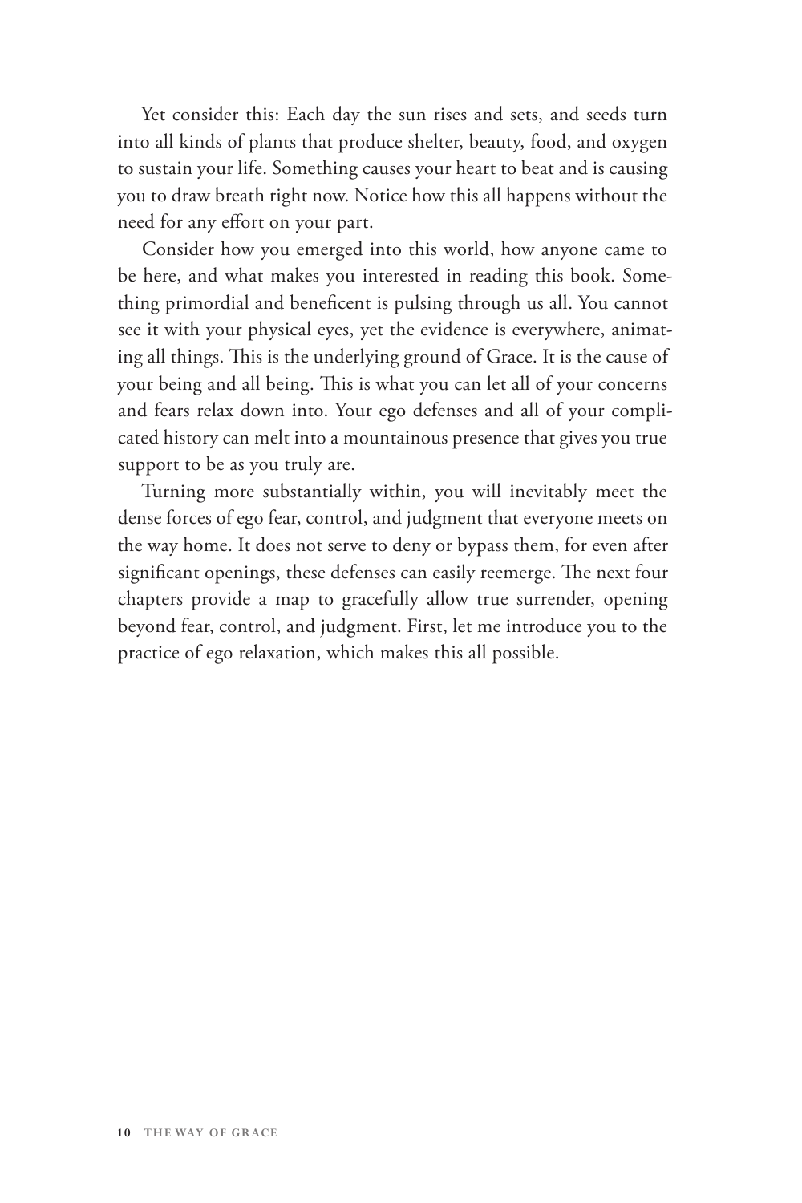Yet consider this: Each day the sun rises and sets, and seeds turn into all kinds of plants that produce shelter, beauty, food, and oxygen to sustain your life. Something causes your heart to beat and is causing you to draw breath right now. Notice how this all happens without the need for any effort on your part.

Consider how you emerged into this world, how anyone came to be here, and what makes you interested in reading this book. Something primordial and beneficent is pulsing through us all. You cannot see it with your physical eyes, yet the evidence is everywhere, animating all things. This is the underlying ground of Grace. It is the cause of your being and all being. This is what you can let all of your concerns and fears relax down into. Your ego defenses and all of your complicated history can melt into a mountainous presence that gives you true support to be as you truly are.

Turning more substantially within, you will inevitably meet the dense forces of ego fear, control, and judgment that everyone meets on the way home. It does not serve to deny or bypass them, for even after significant openings, these defenses can easily reemerge. The next four chapters provide a map to gracefully allow true surrender, opening beyond fear, control, and judgment. First, let me introduce you to the practice of ego relaxation, which makes this all possible.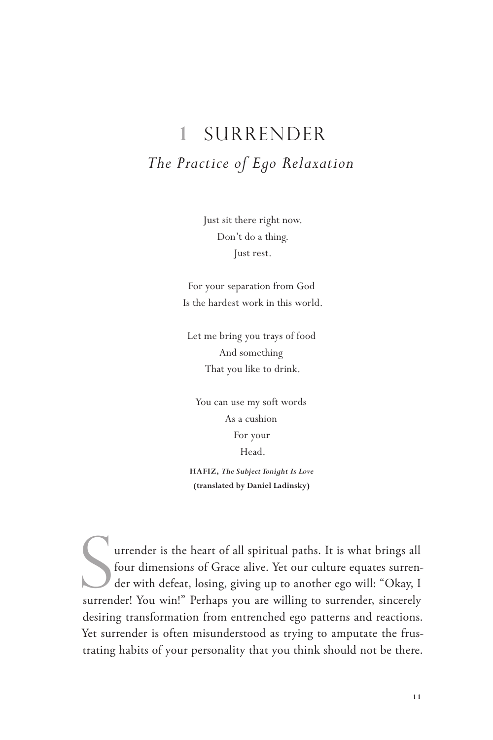# 1 SURRENDER

## *The Practice of Ego Relaxation*

Just sit there right now.  
Don't do a thing.  
Just rest.

For your separation from God  
Is the hardest work in this world.

Let me bring you trays of food  
And something  
That you like to drink.

You can use my soft words  
As a cushion  
For your  
Head.

**HAFIZ, *The Subject Tonight Is Love***  
**(translated by Daniel Ladinsky)**

Surrender is the heart of all spiritual paths. It is what brings all four dimensions of Grace alive. Yet our culture equates surrender with defeat, losing, giving up to another ego will: "Okay, I surrender! You win!" Perhaps you are willing to surrender, sincerely desiring transformation from entrenched ego patterns and reactions. Yet surrender is often misunderstood as trying to amputate the frustrating habits of your personality that you think should not be there.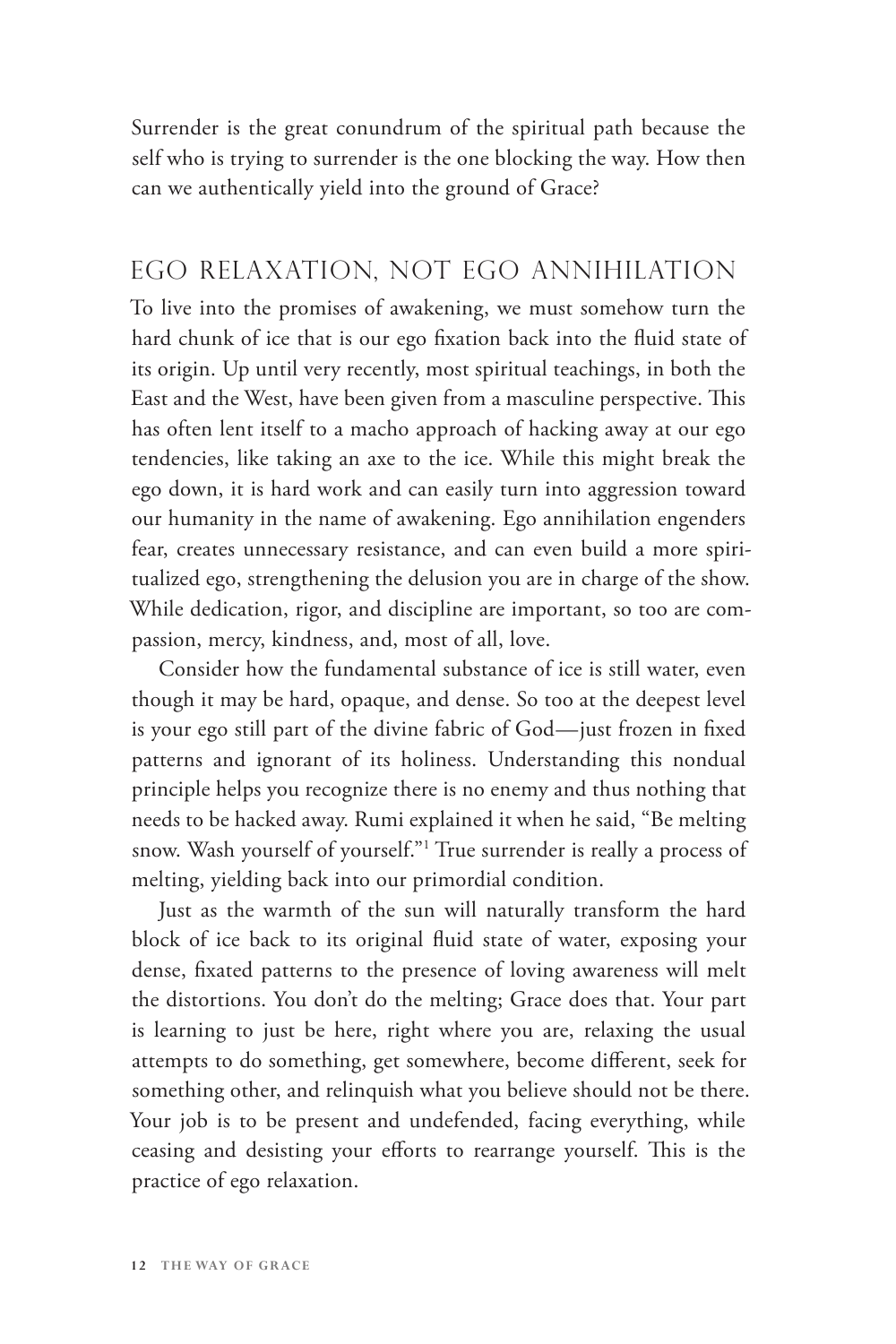Surrender is the great conundrum of the spiritual path because the self who is trying to surrender is the one blocking the way. How then can we authentically yield into the ground of Grace?

## EGO RELAXATION, NOT EGO ANNIHILATION

To live into the promises of awakening, we must somehow turn the hard chunk of ice that is our ego fixation back into the fluid state of its origin. Up until very recently, most spiritual teachings, in both the East and the West, have been given from a masculine perspective. This has often lent itself to a macho approach of hacking away at our ego tendencies, like taking an axe to the ice. While this might break the ego down, it is hard work and can easily turn into aggression toward our humanity in the name of awakening. Ego annihilation engenders fear, creates unnecessary resistance, and can even build a more spiritualized ego, strengthening the delusion you are in charge of the show. While dedication, rigor, and discipline are important, so too are compassion, mercy, kindness, and, most of all, love.

Consider how the fundamental substance of ice is still water, even though it may be hard, opaque, and dense. So too at the deepest level is your ego still part of the divine fabric of God—just frozen in fixed patterns and ignorant of its holiness. Understanding this nondual principle helps you recognize there is no enemy and thus nothing that needs to be hacked away. Rumi explained it when he said, "Be melting snow. Wash yourself of yourself."[1] True surrender is really a process of melting, yielding back into our primordial condition.

Just as the warmth of the sun will naturally transform the hard block of ice back to its original fluid state of water, exposing your dense, fixated patterns to the presence of loving awareness will melt the distortions. You don't do the melting; Grace does that. Your part is learning to just be here, right where you are, relaxing the usual attempts to do something, get somewhere, become different, seek for something other, and relinquish what you believe should not be there. Your job is to be present and undefended, facing everything, while ceasing and desisting your efforts to rearrange yourself. This is the practice of ego relaxation.